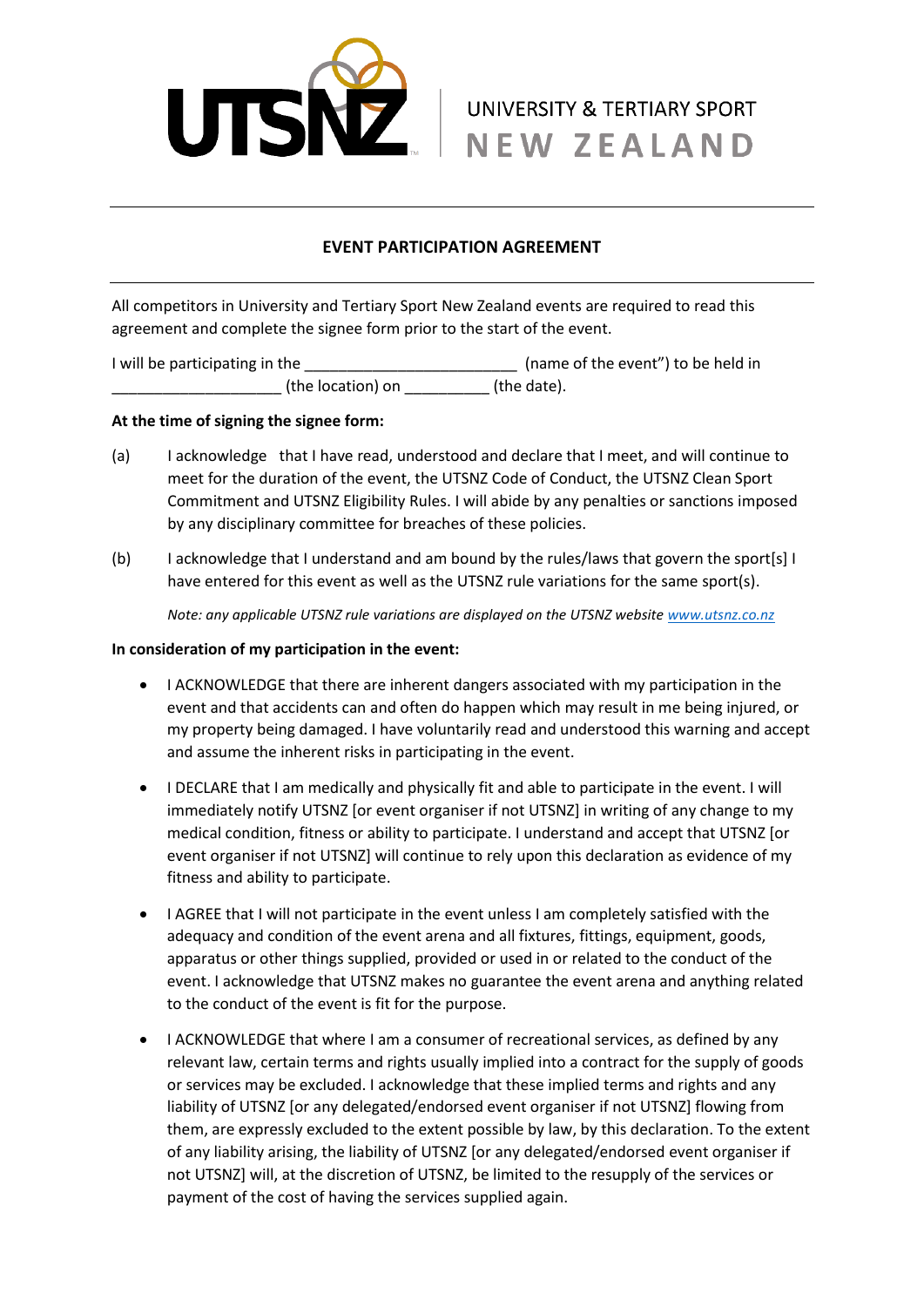UTSNZ

UNIVERSITY & TERTIARY SPORT
NEW ZEALAND

## EVENT PARTICIPATION AGREEMENT

All competitors in University and Tertiary Sport New Zealand events are required to read this agreement and complete the signee form prior to the start of the event.

I will be participating in the _________________________ (name of the event") to be held in ____________________ (the location) on __________ (the date).

**At the time of signing the signee form:**

(a) I acknowledge that I have read, understood and declare that I meet, and will continue to meet for the duration of the event, the UTSNZ Code of Conduct, the UTSNZ Clean Sport Commitment and UTSNZ Eligibility Rules. I will abide by any penalties or sanctions imposed by any disciplinary committee for breaches of these policies.

(b) I acknowledge that I understand and am bound by the rules/laws that govern the sport[s] I have entered for this event as well as the UTSNZ rule variations for the same sport(s).

*Note: any applicable UTSNZ rule variations are displayed on the UTSNZ website [www.utsnz.co.nz](http://www.utsnz.co.nz)*

**In consideration of my participation in the event:**

- I ACKNOWLEDGE that there are inherent dangers associated with my participation in the event and that accidents can and often do happen which may result in me being injured, or my property being damaged. I have voluntarily read and understood this warning and accept and assume the inherent risks in participating in the event.
- I DECLARE that I am medically and physically fit and able to participate in the event. I will immediately notify UTSNZ [or event organiser if not UTSNZ] in writing of any change to my medical condition, fitness or ability to participate. I understand and accept that UTSNZ [or event organiser if not UTSNZ] will continue to rely upon this declaration as evidence of my fitness and ability to participate.
- I AGREE that I will not participate in the event unless I am completely satisfied with the adequacy and condition of the event arena and all fixtures, fittings, equipment, goods, apparatus or other things supplied, provided or used in or related to the conduct of the event. I acknowledge that UTSNZ makes no guarantee the event arena and anything related to the conduct of the event is fit for the purpose.
- I ACKNOWLEDGE that where I am a consumer of recreational services, as defined by any relevant law, certain terms and rights usually implied into a contract for the supply of goods or services may be excluded. I acknowledge that these implied terms and rights and any liability of UTSNZ [or any delegated/endorsed event organiser if not UTSNZ] flowing from them, are expressly excluded to the extent possible by law, by this declaration. To the extent of any liability arising, the liability of UTSNZ [or any delegated/endorsed event organiser if not UTSNZ] will, at the discretion of UTSNZ, be limited to the resupply of the services or payment of the cost of having the services supplied again.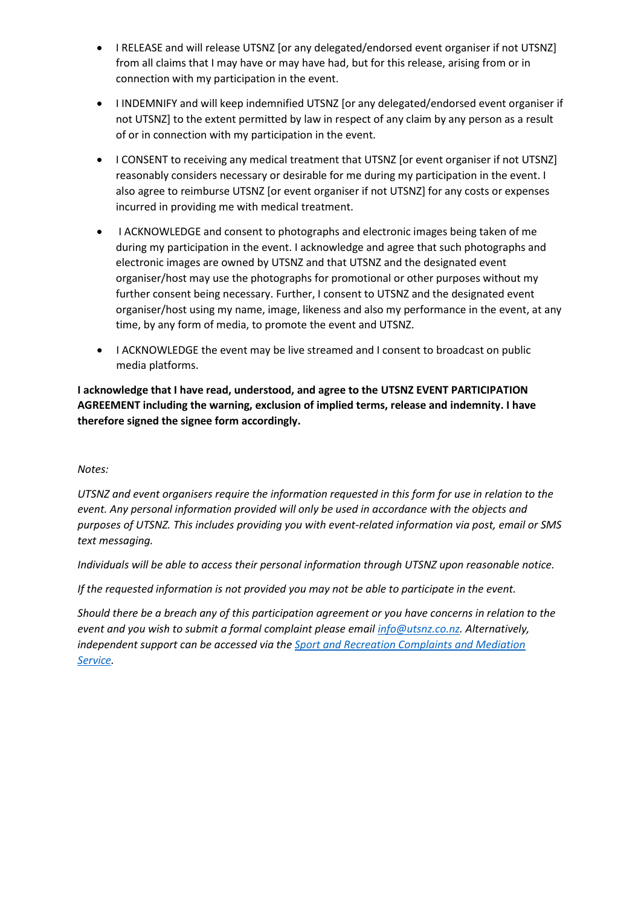- I RELEASE and will release UTSNZ [or any delegated/endorsed event organiser if not UTSNZ] from all claims that I may have or may have had, but for this release, arising from or in connection with my participation in the event.
- I INDEMNIFY and will keep indemnified UTSNZ [or any delegated/endorsed event organiser if not UTSNZ] to the extent permitted by law in respect of any claim by any person as a result of or in connection with my participation in the event.
- I CONSENT to receiving any medical treatment that UTSNZ [or event organiser if not UTSNZ] reasonably considers necessary or desirable for me during my participation in the event. I also agree to reimburse UTSNZ [or event organiser if not UTSNZ] for any costs or expenses incurred in providing me with medical treatment.
- I ACKNOWLEDGE and consent to photographs and electronic images being taken of me during my participation in the event. I acknowledge and agree that such photographs and electronic images are owned by UTSNZ and that UTSNZ and the designated event organiser/host may use the photographs for promotional or other purposes without my further consent being necessary. Further, I consent to UTSNZ and the designated event organiser/host using my name, image, likeness and also my performance in the event, at any time, by any form of media, to promote the event and UTSNZ.
- I ACKNOWLEDGE the event may be live streamed and I consent to broadcast on public media platforms.

**I acknowledge that I have read, understood, and agree to the UTSNZ EVENT PARTICIPATION AGREEMENT including the warning, exclusion of implied terms, release and indemnity. I have therefore signed the signee form accordingly.**

*Notes:*

*UTSNZ and event organisers require the information requested in this form for use in relation to the event. Any personal information provided will only be used in accordance with the objects and purposes of UTSNZ. This includes providing you with event-related information via post, email or SMS text messaging.*

*Individuals will be able to access their personal information through UTSNZ upon reasonable notice.*

*If the requested information is not provided you may not be able to participate in the event.*

*Should there be a breach any of this participation agreement or you have concerns in relation to the event and you wish to submit a formal complaint please email [info@utsnz.co.nz](mailto:info@utsnz.co.nz). Alternatively, independent support can be accessed via the [Sport and Recreation Complaints and Mediation Service](#).*